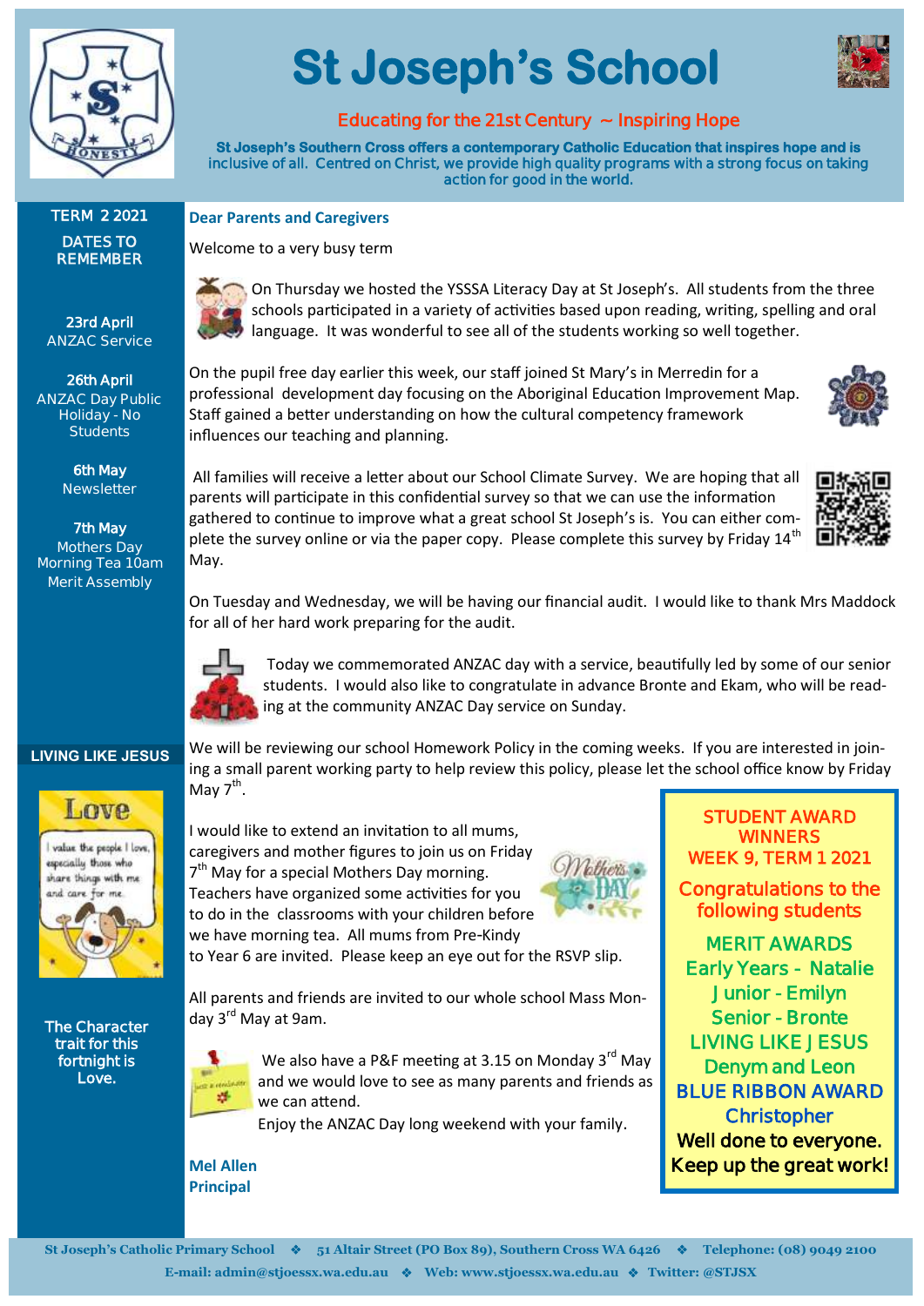# St Joseph's School

**Educating for the 21st Century ~ Inspiring Hope**

**St Joseph's Southern Cross offers a contemporary Catholic Education that inspires hope and is inclusive of all. Centred on Christ, we provide high quality programs with a strong focus on taking action for good in the world.**

## TERM 2 2021

### DATES TO REMEMBER

**23rd April**
ANZAC Service

**26th April**
ANZAC Day Public Holiday - No Students

**6th May**
Newsletter

**7th May**
Mothers Day Morning Tea 10am
Merit Assembly

### LIVING LIKE JESUS

Love

I value the people I love, especially those who share things with me and care for me.

**The Character trait for this fortnight is Love.**

---

**Dear Parents and Caregivers**

Welcome to a very busy term

On Thursday we hosted the YSSSA Literacy Day at St Joseph's. All students from the three schools participated in a variety of activities based upon reading, writing, spelling and oral language. It was wonderful to see all of the students working so well together.

On the pupil free day earlier this week, our staff joined St Mary's in Merredin for a professional development day focusing on the Aboriginal Education Improvement Map. Staff gained a better understanding on how the cultural competency framework influences our teaching and planning.

All families will receive a letter about our School Climate Survey. We are hoping that all parents will participate in this confidential survey so that we can use the information gathered to continue to improve what a great school St Joseph's is. You can either complete the survey online or via the paper copy. Please complete this survey by Friday 14th May.

On Tuesday and Wednesday, we will be having our financial audit. I would like to thank Mrs Maddock for all of her hard work preparing for the audit.

Today we commemorated ANZAC day with a service, beautifully led by some of our senior students. I would also like to congratulate in advance Bronte and Ekam, who will be reading at the community ANZAC Day service on Sunday.

We will be reviewing our school Homework Policy in the coming weeks. If you are interested in joining a small parent working party to help review this policy, please let the school office know by Friday May 7th.

I would like to extend an invitation to all mums, caregivers and mother figures to join us on Friday 7th May for a special Mothers Day morning. Teachers have organized some activities for you to do in the classrooms with your children before we have morning tea. All mums from Pre-Kindy to Year 6 are invited. Please keep an eye out for the RSVP slip.

All parents and friends are invited to our whole school Mass Monday 3rd May at 9am.

We also have a P&F meeting at 3.15 on Monday 3rd May and we would love to see as many parents and friends as we can attend.

Enjoy the ANZAC Day long weekend with your family.

**Mel Allen**
**Principal**

---

**STUDENT AWARD WINNERS**
**WEEK 9, TERM 1 2021**

**Congratulations to the following students**

**MERIT AWARDS**
Early Years - Natalie
Junior - Emilyn
Senior - Bronte

**LIVING LIKE JESUS**
Denym and Leon

**BLUE RIBBON AWARD**
Christopher

**Well done to everyone.**
**Keep up the great work!**

---

St Joseph's Catholic Primary School ❖ 51 Altair Street (PO Box 89), Southern Cross WA 6426 ❖ Telephone: (08) 9049 2100
E-mail: admin@stjoessx.wa.edu.au ❖ Web: www.stjoessx.wa.edu.au ❖ Twitter: @STJSX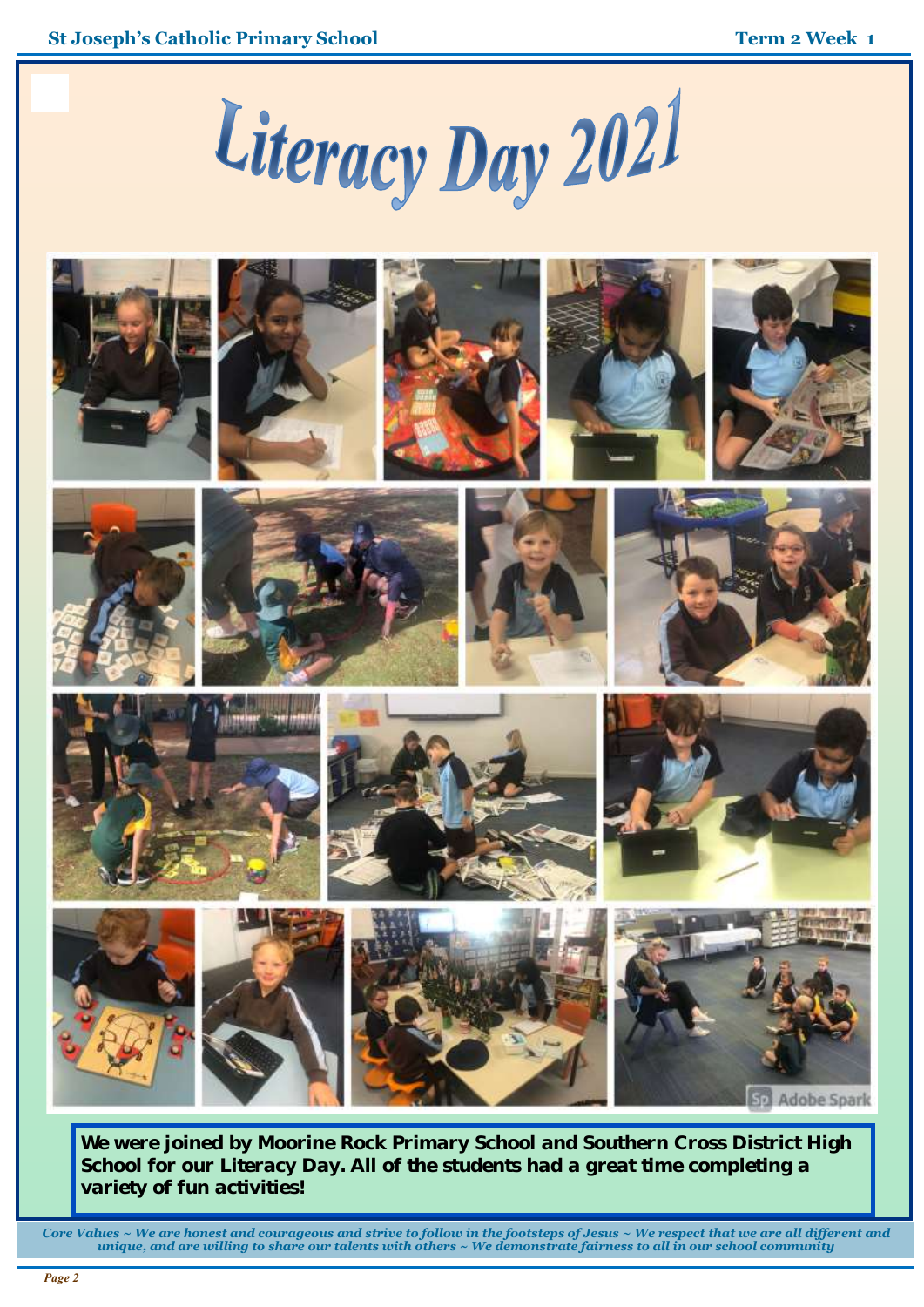# Literacy Day 2021

**We were joined by Moorine Rock Primary School and Southern Cross District High School for our Literacy Day. All of the students had a great time completing a variety of fun activities!**

*Core Values ~ We are honest and courageous and strive to follow in the footsteps of Jesus ~ We respect that we are all different and unique, and are willing to share our talents with others ~ We demonstrate fairness to all in our school community*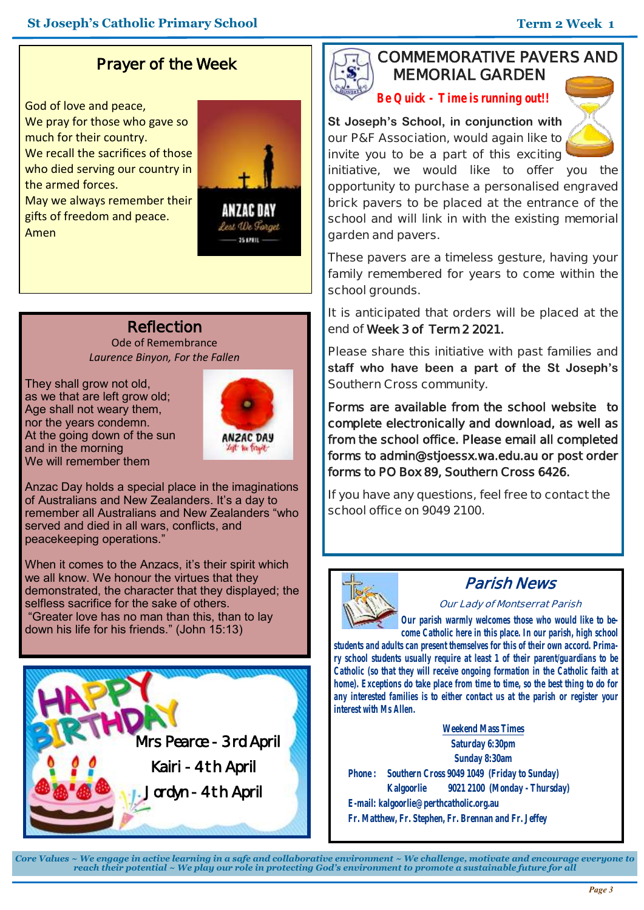## Prayer of the Week

God of love and peace,
We pray for those who gave so much for their country.
We recall the sacrifices of those who died serving our country in the armed forces.
May we always remember their gifts of freedom and peace.
Amen

## Reflection

Ode of Remembrance
*Laurence Binyon, For the Fallen*

They shall grow not old,
as we that are left grow old;
Age shall not weary them,
nor the years condemn.
At the going down of the sun
and in the morning
We will remember them

Anzac Day holds a special place in the imaginations of Australians and New Zealanders. It's a day to remember all Australians and New Zealanders "who served and died in all wars, conflicts, and peacekeeping operations."

When it comes to the Anzacs, it's their spirit which we all know. We honour the virtues that they demonstrated, the character that they displayed; the selfless sacrifice for the sake of others.
"Greater love has no man than this, than to lay down his life for his friends." (John 15:13)

## HAPPY BIRTHDAY

Mrs Pearce - 3rd April
Kairi - 4th April
Jordyn - 4th April

## COMMEMORATIVE PAVERS AND MEMORIAL GARDEN

**Be Quick - Time is running out!!**

**St Joseph's School, in conjunction with** our P&F Association, would again like to invite you to be a part of this exciting initiative, we would like to offer you the opportunity to purchase a personalised engraved brick pavers to be placed at the entrance of the school and will link in with the existing memorial garden and pavers.

These pavers are a timeless gesture, having your family remembered for years to come within the school grounds.

It is anticipated that orders will be placed at the end of **Week 3 of Term 2 2021.**

Please share this initiative with past families and **staff who have been a part of the St Joseph's** Southern Cross community.

**Forms are available from the school website to complete electronically and download, as well as from the school office. Please email all completed forms to admin@stjoessx.wa.edu.au or post order forms to PO Box 89, Southern Cross 6426.**

If you have any questions, feel free to contact the school office on 9049 2100.

## *Parish News*

*Our Lady of Montserrat Parish*

**Our parish warmly welcomes those who would like to become Catholic here in this place. In our parish, high school students and adults can present themselves for this of their own accord. Primary school students usually require at least 1 of their parent/guardians to be Catholic (so that they will receive ongoing formation in the Catholic faith at home). Exceptions do take place from time to time, so the best thing to do for any interested families is to either contact us at the parish or register your interest with Ms Allen.**

**Weekend Mass Times**
**Saturday 6:30pm**
**Sunday 8:30am**

**Phone: Southern Cross 9049 1049 (Friday to Sunday)**
**Kalgoorlie 9021 2100 (Monday - Thursday)**
**E-mail: kalgoorlie@perthcatholic.org.au**
**Fr. Matthew, Fr. Stephen, Fr. Brennan and Fr. Jeffey**

*Core Values ~ We engage in active learning in a safe and collaborative environment ~ We challenge, motivate and encourage everyone to reach their potential ~ We play our role in protecting God's environment to promote a sustainable future for all*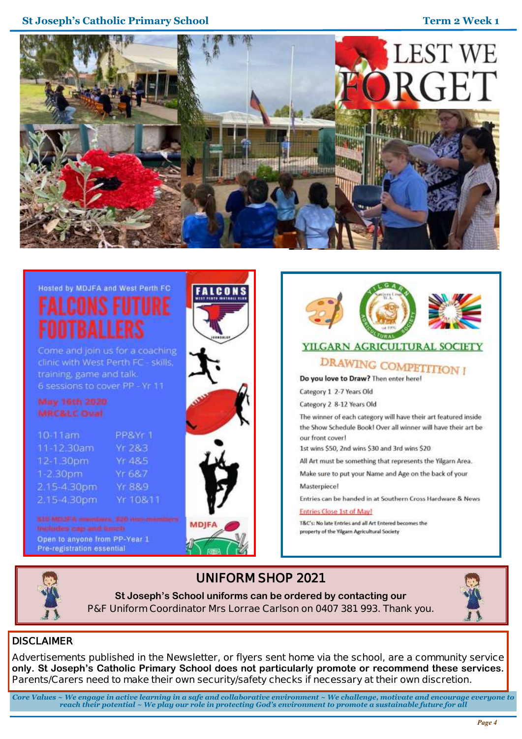LEST WE FORGET

Hosted by MDJFA and West Perth FC

# FALCONS FUTURE FOOTBALLERS

Come and join us for a coaching clinic with West Perth FC - skills, training, game and talk.
6 sessions to cover PP - Yr 11

May 16th 2020
MRC&LC Oval

| | |
|---|---|
| 10-11am | PP&Yr 1 |
| 11-12.30am | Yr 2&3 |
| 12-1.30pm | Yr 4&5 |
| 1-2.30pm | Yr 6&7 |
| 2.15-4.30pm | Yr 8&9 |
| 2.15-4.30pm | Yr 10&11 |

$10 MDJFA members, $20 non-members
Includes cap and lunch
Open to anyone from PP-Year 1
Pre-registration essential

FALCONS WEST PERTH FOOTBALL CLUB

MDJFA

## YILGARN AGRICULTURAL SOCIETY

## DRAWING COMPETITION !

**Do you love to Draw?** Then enter here!

Category 1 2-7 Years Old

Category 2 8-12 Years Old

The winner of each category will have their art featured inside the Show Schedule Book! Over all winner will have their art be our front cover!

1st wins $50, 2nd wins $30 and 3rd wins $20

All Art must be something that represents the Yilgarn Area.

Make sure to put your Name and Age on the back of your Masterpiece!

Entries can be handed in at Southern Cross Hardware & News

Entries Close 1st of May!

T&C's: No late Entries and all Art Entered becomes the property of the Yilgarn Agricultural Society

## UNIFORM SHOP 2021

**St Joseph's School uniforms can be ordered by contacting our**
P&F Uniform Coordinator Mrs Lorrae Carlson on 0407 381 993. Thank you.

## DISCLAIMER

Advertisements published in the Newsletter, or flyers sent home via the school, are a community service only. **St Joseph's Catholic Primary School does not particularly promote or recommend these services.** Parents/Carers need to make their own security/safety checks if necessary at their own discretion.

*Core Values ~ We engage in active learning in a safe and collaborative environment ~ We challenge, motivate and encourage everyone to reach their potential ~ We play our role in protecting God's environment to promote a sustainable future for all*